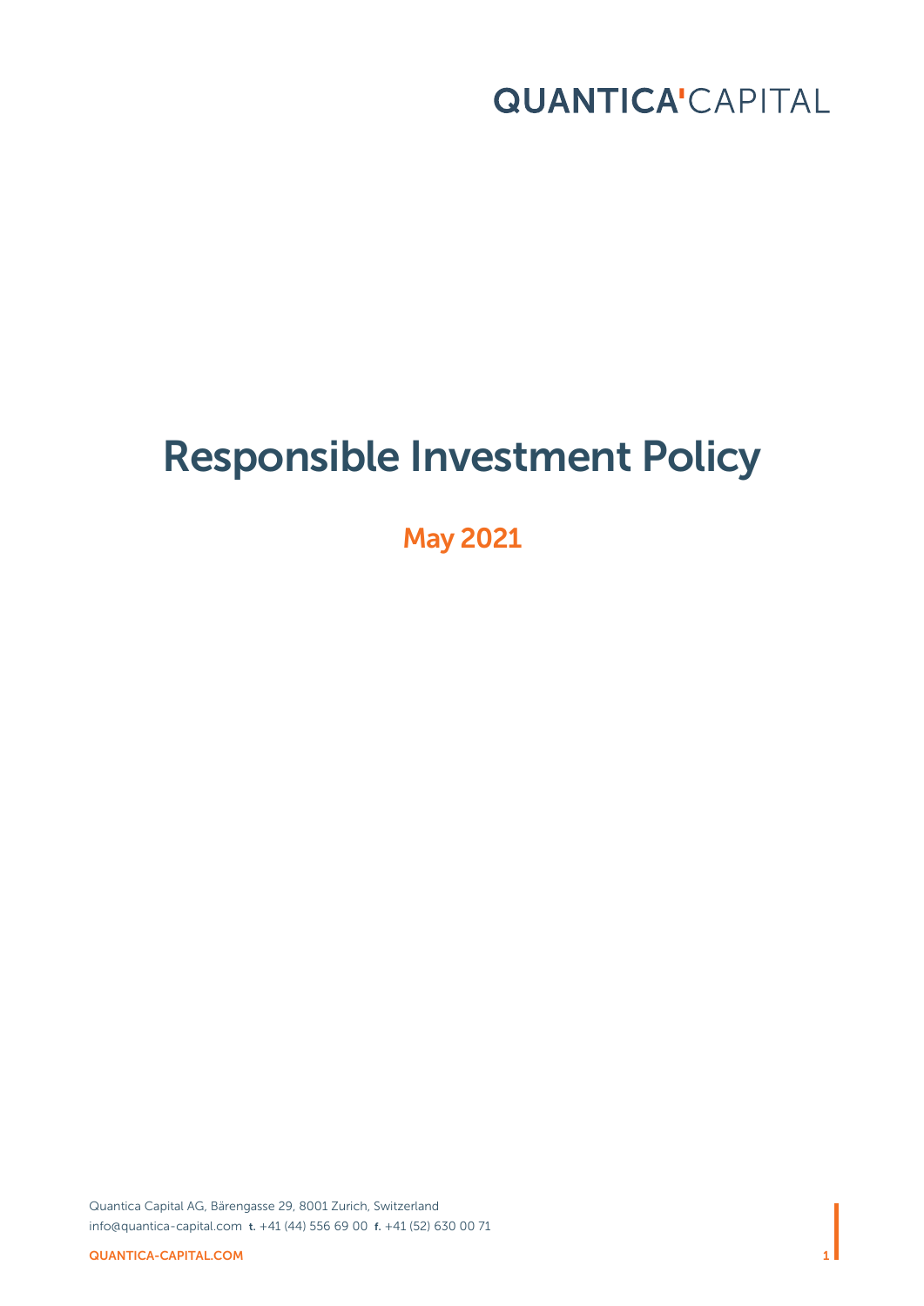QUANTICA'CAPITAL

# Responsible Investment Policy

May 2021

Quantica Capital AG, Bärengasse 29, 8001 Zurich, Switzerland
info@quantica-capital.com t. +41 (44) 556 69 00 f. +41 (52) 630 00 71

QUANTICA-CAPITAL.COM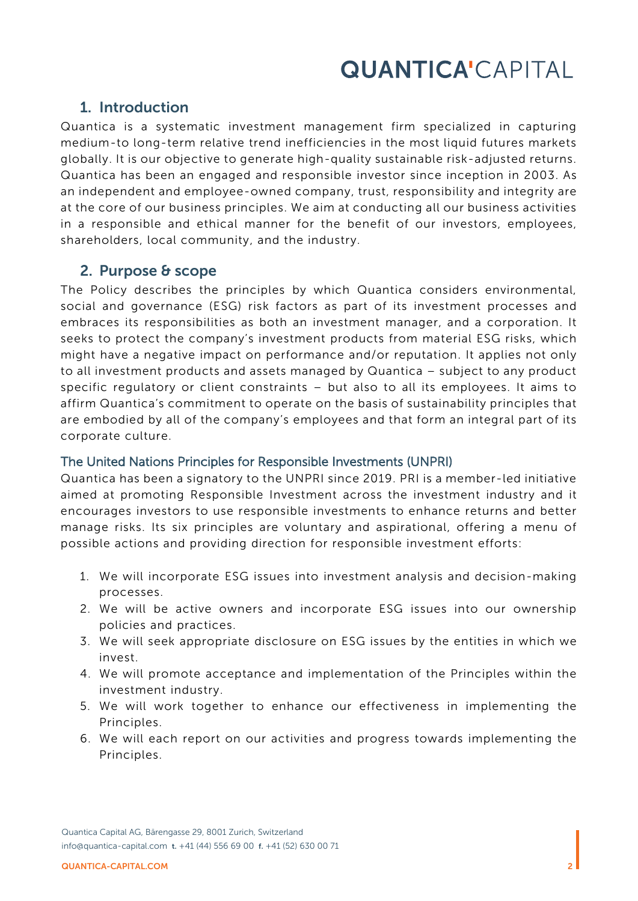## 1. Introduction

Quantica is a systematic investment management firm specialized in capturing medium-to long-term relative trend inefficiencies in the most liquid futures markets globally. It is our objective to generate high-quality sustainable risk-adjusted returns. Quantica has been an engaged and responsible investor since inception in 2003. As an independent and employee-owned company, trust, responsibility and integrity are at the core of our business principles. We aim at conducting all our business activities in a responsible and ethical manner for the benefit of our investors, employees, shareholders, local community, and the industry.

## 2. Purpose & scope

The Policy describes the principles by which Quantica considers environmental, social and governance (ESG) risk factors as part of its investment processes and embraces its responsibilities as both an investment manager, and a corporation. It seeks to protect the company's investment products from material ESG risks, which might have a negative impact on performance and/or reputation. It applies not only to all investment products and assets managed by Quantica – subject to any product specific regulatory or client constraints – but also to all its employees. It aims to affirm Quantica's commitment to operate on the basis of sustainability principles that are embodied by all of the company's employees and that form an integral part of its corporate culture.

### The United Nations Principles for Responsible Investments (UNPRI)

Quantica has been a signatory to the UNPRI since 2019. PRI is a member-led initiative aimed at promoting Responsible Investment across the investment industry and it encourages investors to use responsible investments to enhance returns and better manage risks. Its six principles are voluntary and aspirational, offering a menu of possible actions and providing direction for responsible investment efforts:

1. We will incorporate ESG issues into investment analysis and decision-making processes.
2. We will be active owners and incorporate ESG issues into our ownership policies and practices.
3. We will seek appropriate disclosure on ESG issues by the entities in which we invest.
4. We will promote acceptance and implementation of the Principles within the investment industry.
5. We will work together to enhance our effectiveness in implementing the Principles.
6. We will each report on our activities and progress towards implementing the Principles.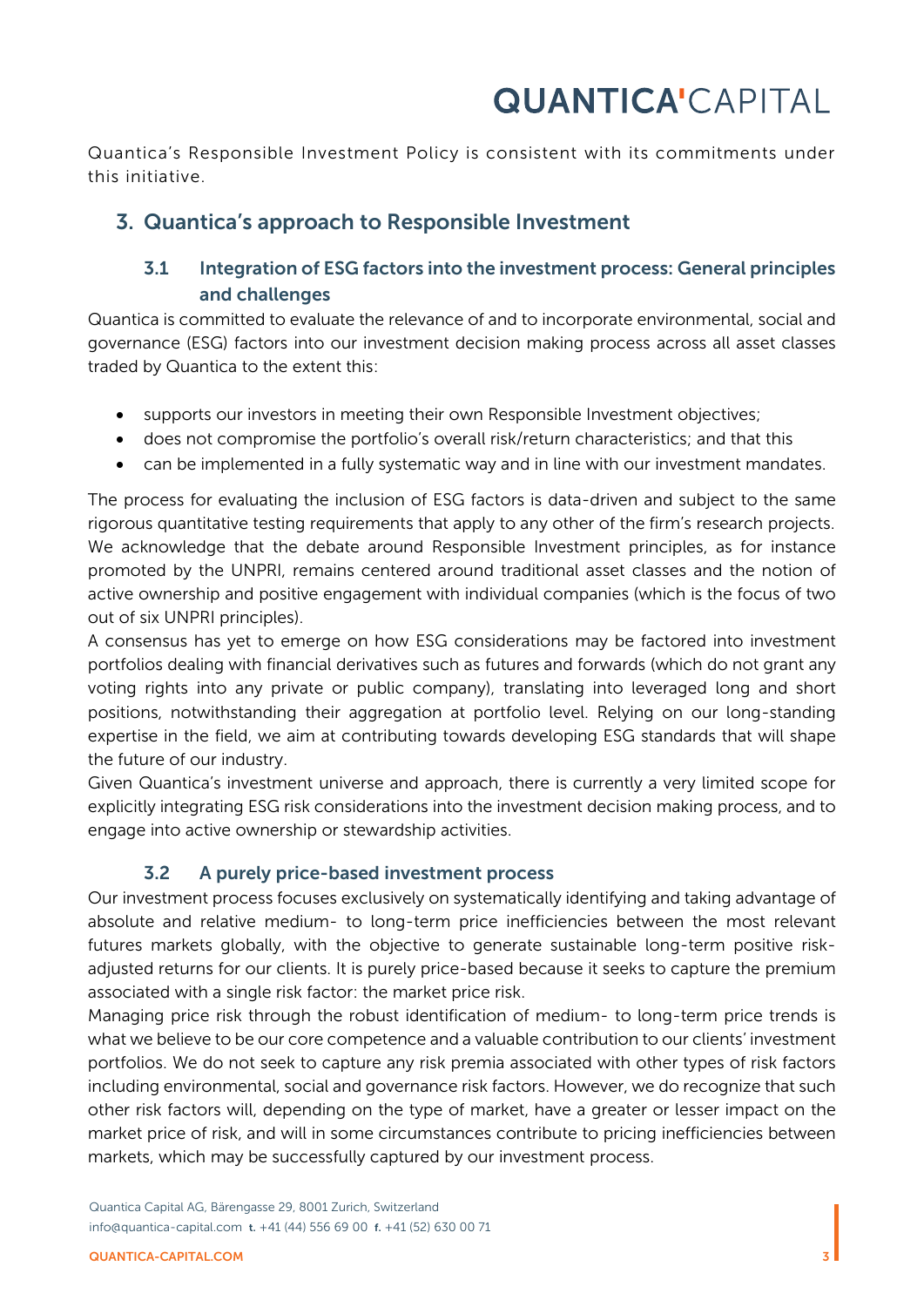Quantica's Responsible Investment Policy is consistent with its commitments under this initiative.

## 3. Quantica's approach to Responsible Investment

### 3.1 Integration of ESG factors into the investment process: General principles and challenges

Quantica is committed to evaluate the relevance of and to incorporate environmental, social and governance (ESG) factors into our investment decision making process across all asset classes traded by Quantica to the extent this:

- supports our investors in meeting their own Responsible Investment objectives;
- does not compromise the portfolio's overall risk/return characteristics; and that this
- can be implemented in a fully systematic way and in line with our investment mandates.

The process for evaluating the inclusion of ESG factors is data-driven and subject to the same rigorous quantitative testing requirements that apply to any other of the firm's research projects. We acknowledge that the debate around Responsible Investment principles, as for instance promoted by the UNPRI, remains centered around traditional asset classes and the notion of active ownership and positive engagement with individual companies (which is the focus of two out of six UNPRI principles).

A consensus has yet to emerge on how ESG considerations may be factored into investment portfolios dealing with financial derivatives such as futures and forwards (which do not grant any voting rights into any private or public company), translating into leveraged long and short positions, notwithstanding their aggregation at portfolio level. Relying on our long-standing expertise in the field, we aim at contributing towards developing ESG standards that will shape the future of our industry.

Given Quantica's investment universe and approach, there is currently a very limited scope for explicitly integrating ESG risk considerations into the investment decision making process, and to engage into active ownership or stewardship activities.

### 3.2 A purely price-based investment process

Our investment process focuses exclusively on systematically identifying and taking advantage of absolute and relative medium- to long-term price inefficiencies between the most relevant futures markets globally, with the objective to generate sustainable long-term positive risk-adjusted returns for our clients. It is purely price-based because it seeks to capture the premium associated with a single risk factor: the market price risk.

Managing price risk through the robust identification of medium- to long-term price trends is what we believe to be our core competence and a valuable contribution to our clients' investment portfolios. We do not seek to capture any risk premia associated with other types of risk factors including environmental, social and governance risk factors. However, we do recognize that such other risk factors will, depending on the type of market, have a greater or lesser impact on the market price of risk, and will in some circumstances contribute to pricing inefficiencies between markets, which may be successfully captured by our investment process.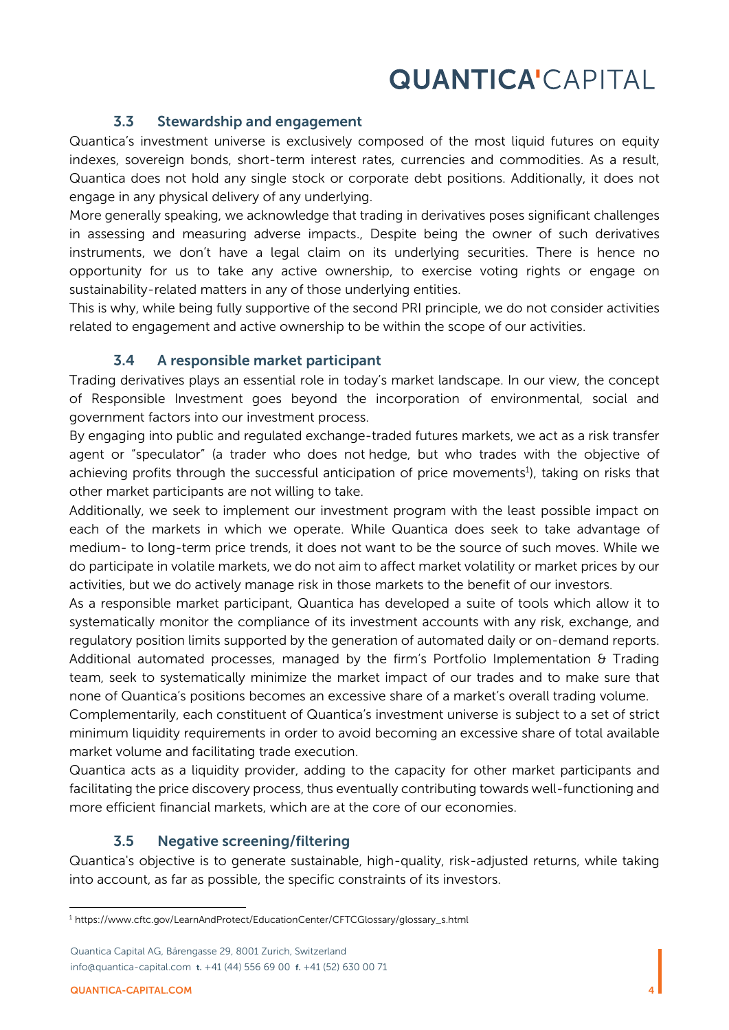### 3.3 Stewardship and engagement

Quantica's investment universe is exclusively composed of the most liquid futures on equity indexes, sovereign bonds, short-term interest rates, currencies and commodities. As a result, Quantica does not hold any single stock or corporate debt positions. Additionally, it does not engage in any physical delivery of any underlying.

More generally speaking, we acknowledge that trading in derivatives poses significant challenges in assessing and measuring adverse impacts., Despite being the owner of such derivatives instruments, we don't have a legal claim on its underlying securities. There is hence no opportunity for us to take any active ownership, to exercise voting rights or engage on sustainability-related matters in any of those underlying entities.

This is why, while being fully supportive of the second PRI principle, we do not consider activities related to engagement and active ownership to be within the scope of our activities.

### 3.4 A responsible market participant

Trading derivatives plays an essential role in today's market landscape. In our view, the concept of Responsible Investment goes beyond the incorporation of environmental, social and government factors into our investment process.

By engaging into public and regulated exchange-traded futures markets, we act as a risk transfer agent or "speculator" (a trader who does not hedge, but who trades with the objective of achieving profits through the successful anticipation of price movements[1]), taking on risks that other market participants are not willing to take.

Additionally, we seek to implement our investment program with the least possible impact on each of the markets in which we operate. While Quantica does seek to take advantage of medium- to long-term price trends, it does not want to be the source of such moves. While we do participate in volatile markets, we do not aim to affect market volatility or market prices by our activities, but we do actively manage risk in those markets to the benefit of our investors.

As a responsible market participant, Quantica has developed a suite of tools which allow it to systematically monitor the compliance of its investment accounts with any risk, exchange, and regulatory position limits supported by the generation of automated daily or on-demand reports. Additional automated processes, managed by the firm's Portfolio Implementation & Trading team, seek to systematically minimize the market impact of our trades and to make sure that none of Quantica's positions becomes an excessive share of a market's overall trading volume.

Complementarily, each constituent of Quantica's investment universe is subject to a set of strict minimum liquidity requirements in order to avoid becoming an excessive share of total available market volume and facilitating trade execution.

Quantica acts as a liquidity provider, adding to the capacity for other market participants and facilitating the price discovery process, thus eventually contributing towards well-functioning and more efficient financial markets, which are at the core of our economies.

### 3.5 Negative screening/filtering

Quantica's objective is to generate sustainable, high-quality, risk-adjusted returns, while taking into account, as far as possible, the specific constraints of its investors.

[1] https://www.cftc.gov/LearnAndProtect/EducationCenter/CFTCGlossary/glossary_s.html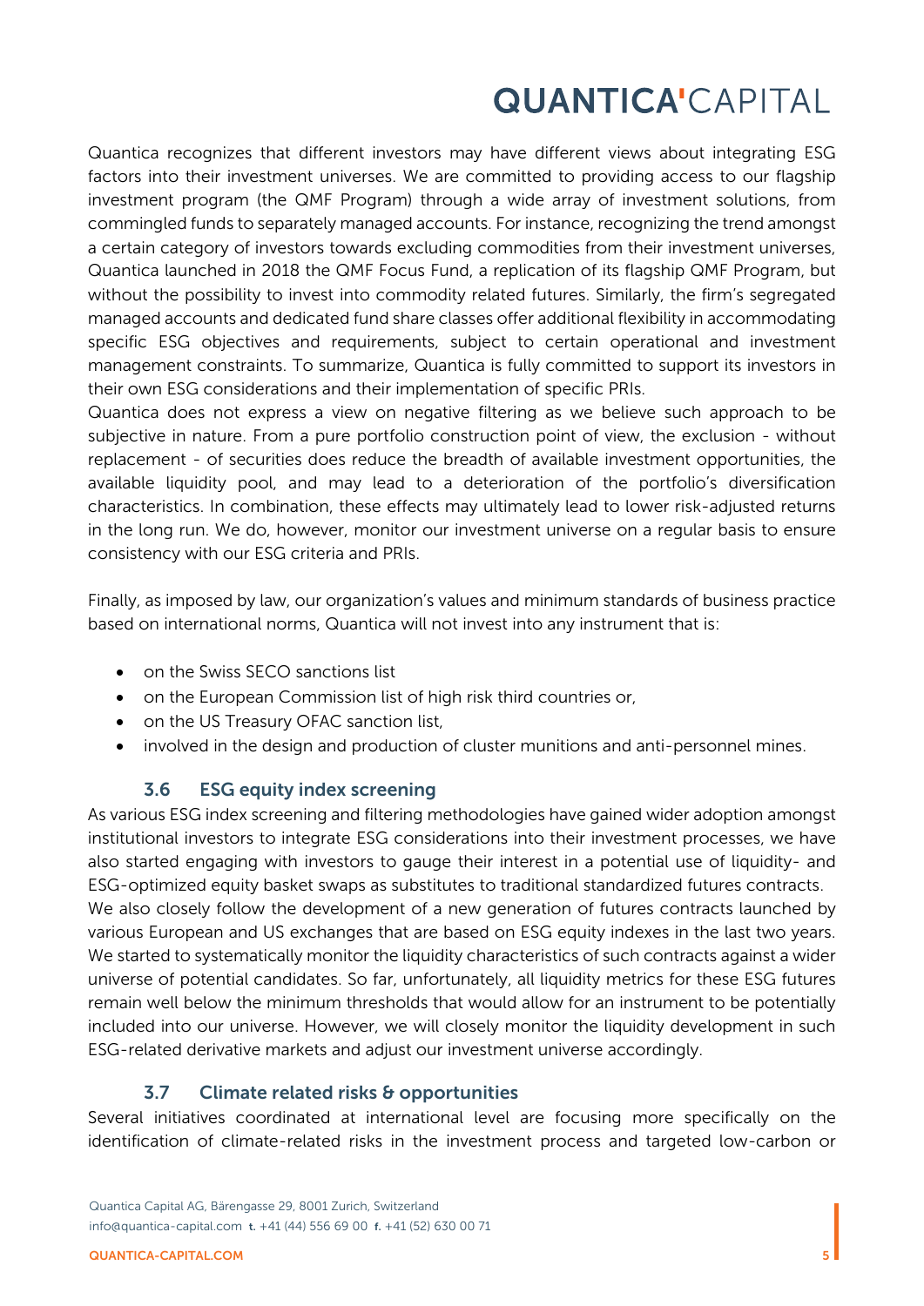Quantica recognizes that different investors may have different views about integrating ESG factors into their investment universes. We are committed to providing access to our flagship investment program (the QMF Program) through a wide array of investment solutions, from commingled funds to separately managed accounts. For instance, recognizing the trend amongst a certain category of investors towards excluding commodities from their investment universes, Quantica launched in 2018 the QMF Focus Fund, a replication of its flagship QMF Program, but without the possibility to invest into commodity related futures. Similarly, the firm's segregated managed accounts and dedicated fund share classes offer additional flexibility in accommodating specific ESG objectives and requirements, subject to certain operational and investment management constraints. To summarize, Quantica is fully committed to support its investors in their own ESG considerations and their implementation of specific PRIs.
Quantica does not express a view on negative filtering as we believe such approach to be subjective in nature. From a pure portfolio construction point of view, the exclusion - without replacement - of securities does reduce the breadth of available investment opportunities, the available liquidity pool, and may lead to a deterioration of the portfolio's diversification characteristics. In combination, these effects may ultimately lead to lower risk-adjusted returns in the long run. We do, however, monitor our investment universe on a regular basis to ensure consistency with our ESG criteria and PRIs.

Finally, as imposed by law, our organization's values and minimum standards of business practice based on international norms, Quantica will not invest into any instrument that is:

- on the Swiss SECO sanctions list
- on the European Commission list of high risk third countries or,
- on the US Treasury OFAC sanction list,
- involved in the design and production of cluster munitions and anti-personnel mines.

### 3.6 ESG equity index screening

As various ESG index screening and filtering methodologies have gained wider adoption amongst institutional investors to integrate ESG considerations into their investment processes, we have also started engaging with investors to gauge their interest in a potential use of liquidity- and ESG-optimized equity basket swaps as substitutes to traditional standardized futures contracts.
We also closely follow the development of a new generation of futures contracts launched by various European and US exchanges that are based on ESG equity indexes in the last two years. We started to systematically monitor the liquidity characteristics of such contracts against a wider universe of potential candidates. So far, unfortunately, all liquidity metrics for these ESG futures remain well below the minimum thresholds that would allow for an instrument to be potentially included into our universe. However, we will closely monitor the liquidity development in such ESG-related derivative markets and adjust our investment universe accordingly.

### 3.7 Climate related risks & opportunities

Several initiatives coordinated at international level are focusing more specifically on the identification of climate-related risks in the investment process and targeted low-carbon or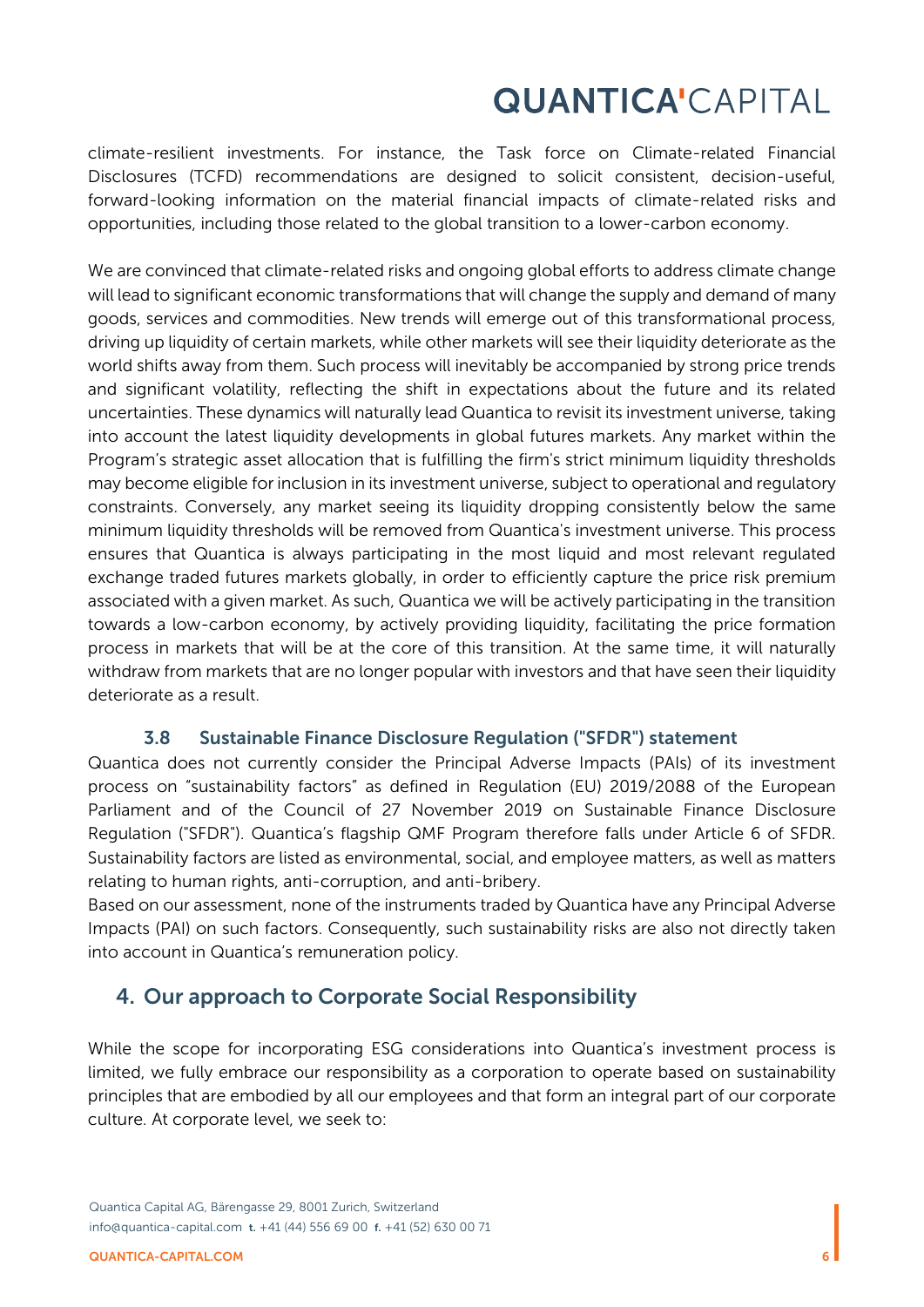climate-resilient investments. For instance, the Task force on Climate-related Financial Disclosures (TCFD) recommendations are designed to solicit consistent, decision-useful, forward-looking information on the material financial impacts of climate-related risks and opportunities, including those related to the global transition to a lower-carbon economy.

We are convinced that climate-related risks and ongoing global efforts to address climate change will lead to significant economic transformations that will change the supply and demand of many goods, services and commodities. New trends will emerge out of this transformational process, driving up liquidity of certain markets, while other markets will see their liquidity deteriorate as the world shifts away from them. Such process will inevitably be accompanied by strong price trends and significant volatility, reflecting the shift in expectations about the future and its related uncertainties. These dynamics will naturally lead Quantica to revisit its investment universe, taking into account the latest liquidity developments in global futures markets. Any market within the Program's strategic asset allocation that is fulfilling the firm's strict minimum liquidity thresholds may become eligible for inclusion in its investment universe, subject to operational and regulatory constraints. Conversely, any market seeing its liquidity dropping consistently below the same minimum liquidity thresholds will be removed from Quantica's investment universe. This process ensures that Quantica is always participating in the most liquid and most relevant regulated exchange traded futures markets globally, in order to efficiently capture the price risk premium associated with a given market. As such, Quantica we will be actively participating in the transition towards a low-carbon economy, by actively providing liquidity, facilitating the price formation process in markets that will be at the core of this transition. At the same time, it will naturally withdraw from markets that are no longer popular with investors and that have seen their liquidity deteriorate as a result.

### 3.8 Sustainable Finance Disclosure Regulation ("SFDR") statement

Quantica does not currently consider the Principal Adverse Impacts (PAIs) of its investment process on "sustainability factors" as defined in Regulation (EU) 2019/2088 of the European Parliament and of the Council of 27 November 2019 on Sustainable Finance Disclosure Regulation ("SFDR"). Quantica's flagship QMF Program therefore falls under Article 6 of SFDR. Sustainability factors are listed as environmental, social, and employee matters, as well as matters relating to human rights, anti-corruption, and anti-bribery.

Based on our assessment, none of the instruments traded by Quantica have any Principal Adverse Impacts (PAI) on such factors. Consequently, such sustainability risks are also not directly taken into account in Quantica's remuneration policy.

## 4. Our approach to Corporate Social Responsibility

While the scope for incorporating ESG considerations into Quantica's investment process is limited, we fully embrace our responsibility as a corporation to operate based on sustainability principles that are embodied by all our employees and that form an integral part of our corporate culture. At corporate level, we seek to: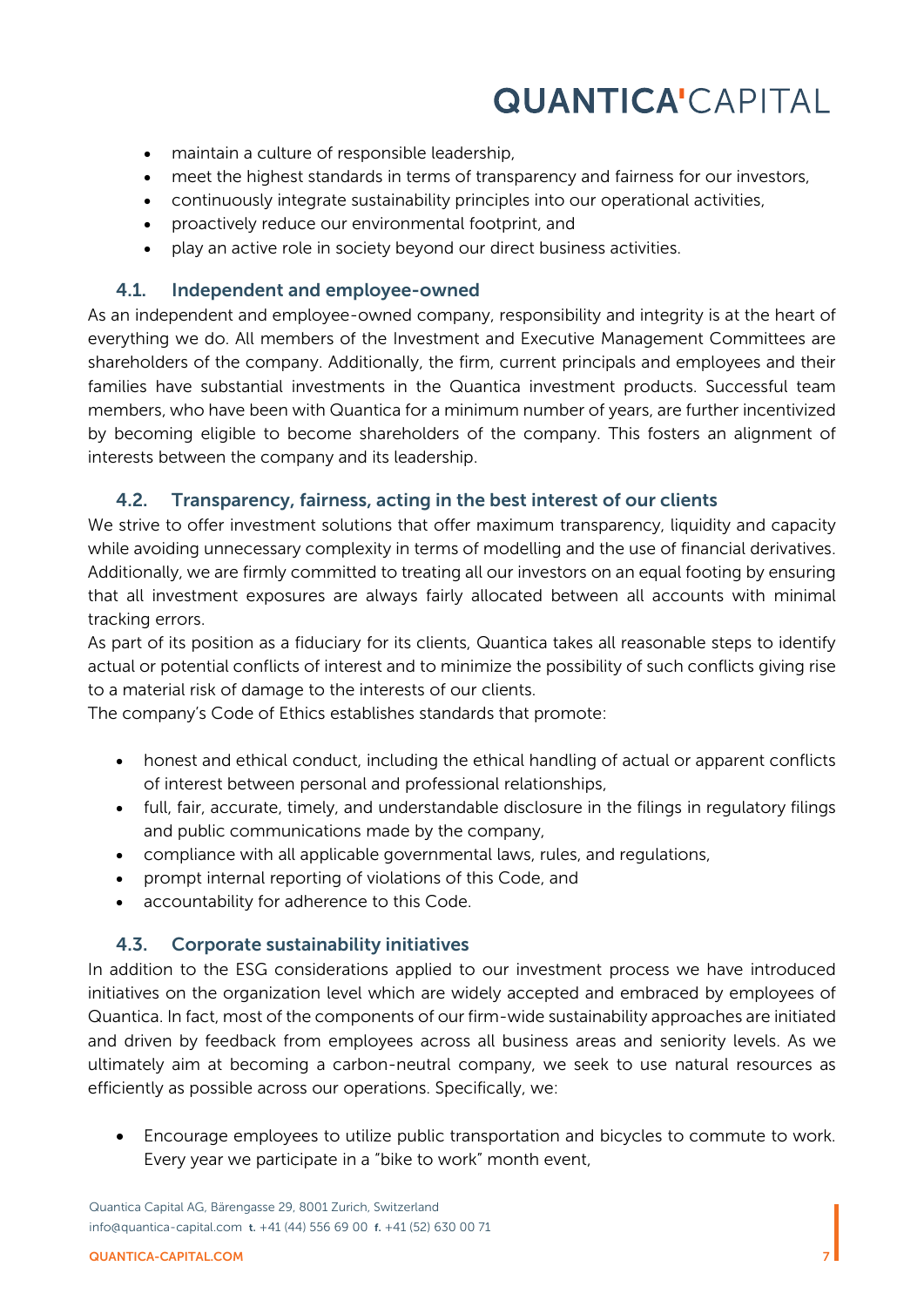- maintain a culture of responsible leadership,
- meet the highest standards in terms of transparency and fairness for our investors,
- continuously integrate sustainability principles into our operational activities,
- proactively reduce our environmental footprint, and
- play an active role in society beyond our direct business activities.

### 4.1. Independent and employee-owned

As an independent and employee-owned company, responsibility and integrity is at the heart of everything we do. All members of the Investment and Executive Management Committees are shareholders of the company. Additionally, the firm, current principals and employees and their families have substantial investments in the Quantica investment products. Successful team members, who have been with Quantica for a minimum number of years, are further incentivized by becoming eligible to become shareholders of the company. This fosters an alignment of interests between the company and its leadership.

### 4.2. Transparency, fairness, acting in the best interest of our clients

We strive to offer investment solutions that offer maximum transparency, liquidity and capacity while avoiding unnecessary complexity in terms of modelling and the use of financial derivatives. Additionally, we are firmly committed to treating all our investors on an equal footing by ensuring that all investment exposures are always fairly allocated between all accounts with minimal tracking errors.

As part of its position as a fiduciary for its clients, Quantica takes all reasonable steps to identify actual or potential conflicts of interest and to minimize the possibility of such conflicts giving rise to a material risk of damage to the interests of our clients.

The company's Code of Ethics establishes standards that promote:

- honest and ethical conduct, including the ethical handling of actual or apparent conflicts of interest between personal and professional relationships,
- full, fair, accurate, timely, and understandable disclosure in the filings in regulatory filings and public communications made by the company,
- compliance with all applicable governmental laws, rules, and regulations,
- prompt internal reporting of violations of this Code, and
- accountability for adherence to this Code.

### 4.3. Corporate sustainability initiatives

In addition to the ESG considerations applied to our investment process we have introduced initiatives on the organization level which are widely accepted and embraced by employees of Quantica. In fact, most of the components of our firm-wide sustainability approaches are initiated and driven by feedback from employees across all business areas and seniority levels. As we ultimately aim at becoming a carbon-neutral company, we seek to use natural resources as efficiently as possible across our operations. Specifically, we:

- Encourage employees to utilize public transportation and bicycles to commute to work. Every year we participate in a "bike to work" month event,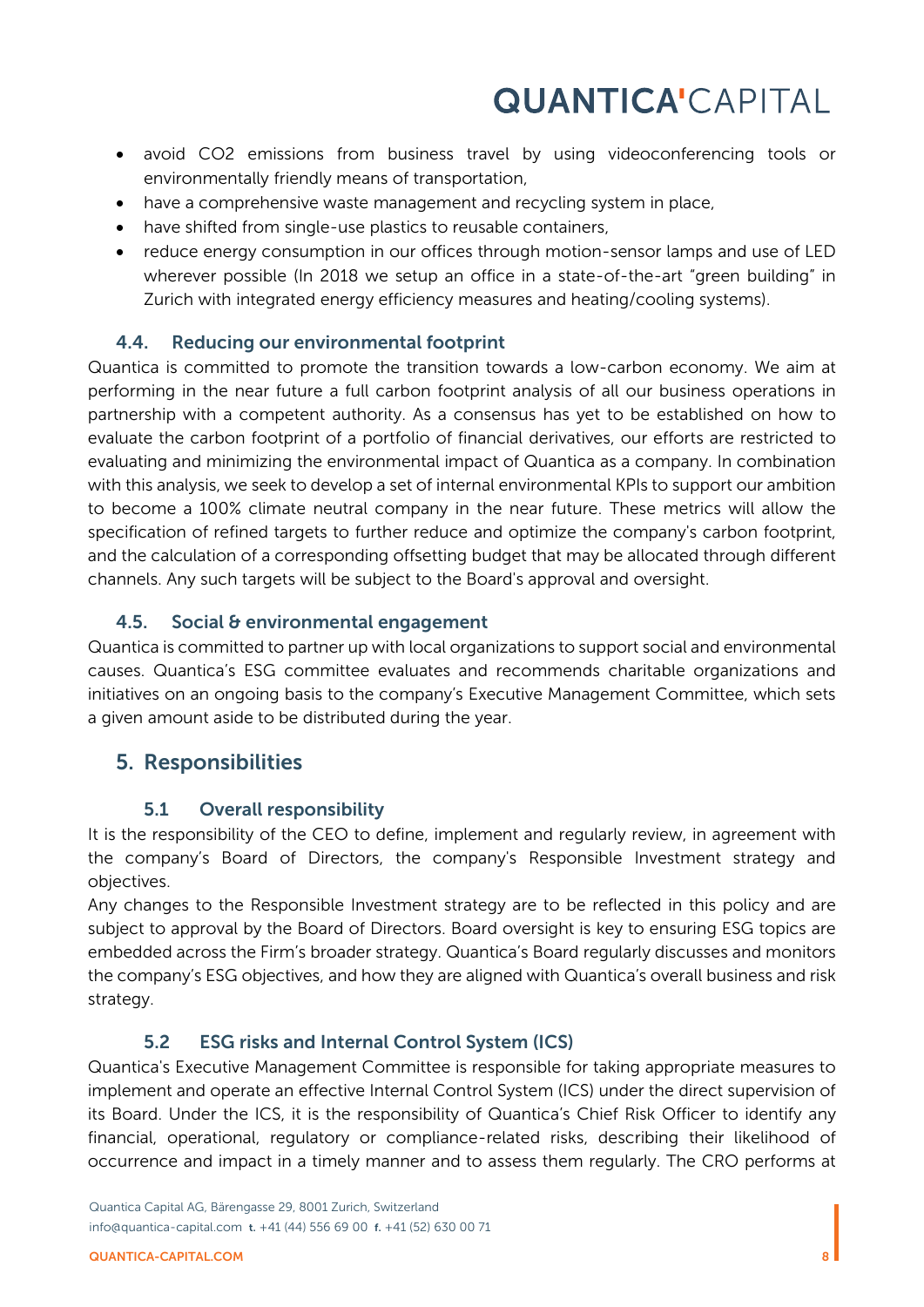- avoid $CO_2$ emissions from business travel by using videoconferencing tools or environmentally friendly means of transportation,
- have a comprehensive waste management and recycling system in place,
- have shifted from single-use plastics to reusable containers,
- reduce energy consumption in our offices through motion-sensor lamps and use of LED wherever possible (In 2018 we setup an office in a state-of-the-art "green building" in Zurich with integrated energy efficiency measures and heating/cooling systems).

### 4.4. Reducing our environmental footprint

Quantica is committed to promote the transition towards a low-carbon economy. We aim at performing in the near future a full carbon footprint analysis of all our business operations in partnership with a competent authority. As a consensus has yet to be established on how to evaluate the carbon footprint of a portfolio of financial derivatives, our efforts are restricted to evaluating and minimizing the environmental impact of Quantica as a company. In combination with this analysis, we seek to develop a set of internal environmental KPIs to support our ambition to become a 100% climate neutral company in the near future. These metrics will allow the specification of refined targets to further reduce and optimize the company's carbon footprint, and the calculation of a corresponding offsetting budget that may be allocated through different channels. Any such targets will be subject to the Board's approval and oversight.

### 4.5. Social & environmental engagement

Quantica is committed to partner up with local organizations to support social and environmental causes. Quantica's ESG committee evaluates and recommends charitable organizations and initiatives on an ongoing basis to the company's Executive Management Committee, which sets a given amount aside to be distributed during the year.

## 5. Responsibilities

### 5.1 Overall responsibility

It is the responsibility of the CEO to define, implement and regularly review, in agreement with the company's Board of Directors, the company's Responsible Investment strategy and objectives.

Any changes to the Responsible Investment strategy are to be reflected in this policy and are subject to approval by the Board of Directors. Board oversight is key to ensuring ESG topics are embedded across the Firm's broader strategy. Quantica's Board regularly discusses and monitors the company's ESG objectives, and how they are aligned with Quantica's overall business and risk strategy.

### 5.2 ESG risks and Internal Control System (ICS)

Quantica's Executive Management Committee is responsible for taking appropriate measures to implement and operate an effective Internal Control System (ICS) under the direct supervision of its Board. Under the ICS, it is the responsibility of Quantica's Chief Risk Officer to identify any financial, operational, regulatory or compliance-related risks, describing their likelihood of occurrence and impact in a timely manner and to assess them regularly. The CRO performs at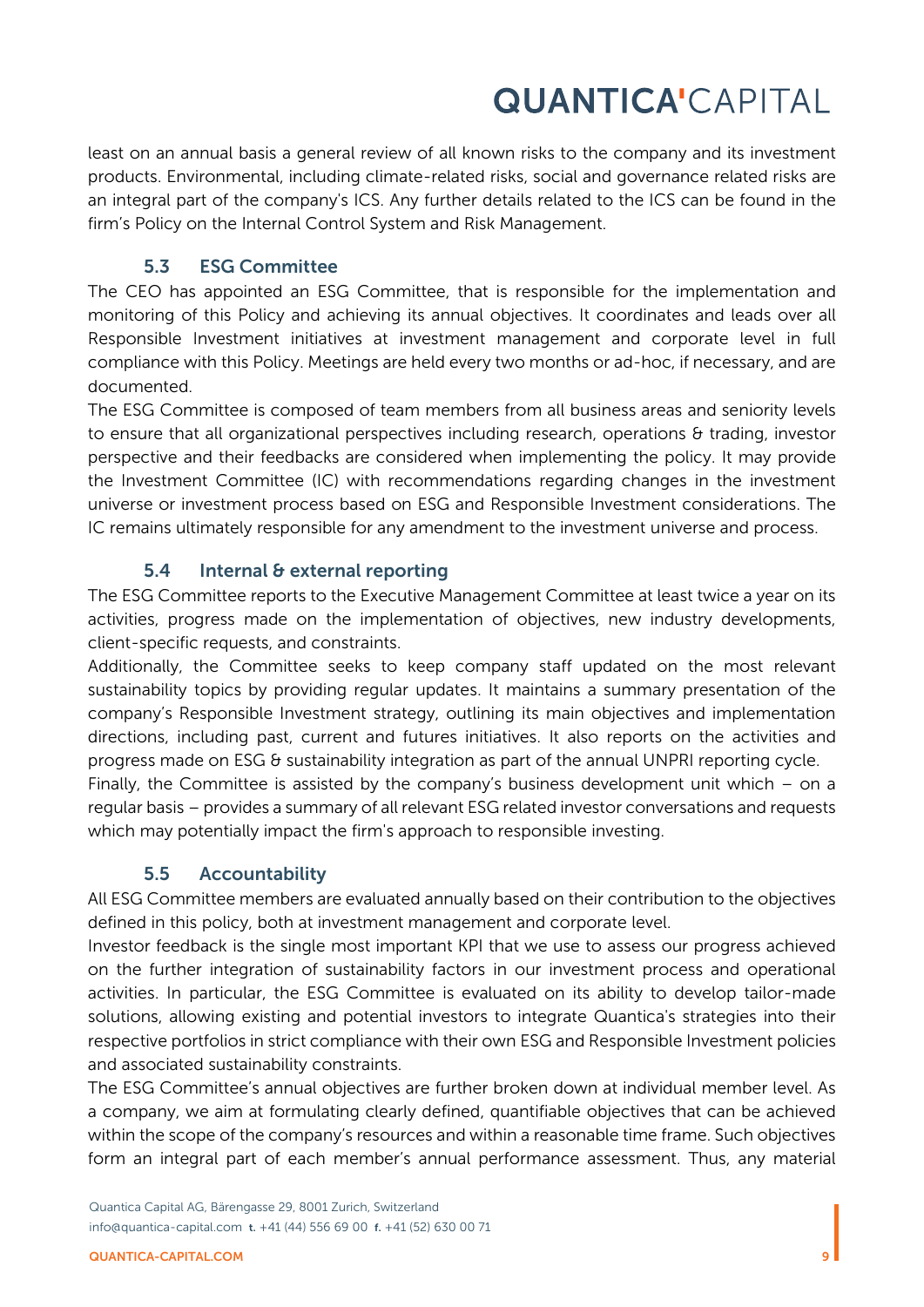least on an annual basis a general review of all known risks to the company and its investment products. Environmental, including climate-related risks, social and governance related risks are an integral part of the company's ICS. Any further details related to the ICS can be found in the firm's Policy on the Internal Control System and Risk Management.

### 5.3 ESG Committee

The CEO has appointed an ESG Committee, that is responsible for the implementation and monitoring of this Policy and achieving its annual objectives. It coordinates and leads over all Responsible Investment initiatives at investment management and corporate level in full compliance with this Policy. Meetings are held every two months or ad-hoc, if necessary, and are documented.

The ESG Committee is composed of team members from all business areas and seniority levels to ensure that all organizational perspectives including research, operations & trading, investor perspective and their feedbacks are considered when implementing the policy. It may provide the Investment Committee (IC) with recommendations regarding changes in the investment universe or investment process based on ESG and Responsible Investment considerations. The IC remains ultimately responsible for any amendment to the investment universe and process.

### 5.4 Internal & external reporting

The ESG Committee reports to the Executive Management Committee at least twice a year on its activities, progress made on the implementation of objectives, new industry developments, client-specific requests, and constraints.

Additionally, the Committee seeks to keep company staff updated on the most relevant sustainability topics by providing regular updates. It maintains a summary presentation of the company's Responsible Investment strategy, outlining its main objectives and implementation directions, including past, current and futures initiatives. It also reports on the activities and progress made on ESG & sustainability integration as part of the annual UNPRI reporting cycle.

Finally, the Committee is assisted by the company's business development unit which – on a regular basis – provides a summary of all relevant ESG related investor conversations and requests which may potentially impact the firm's approach to responsible investing.

### 5.5 Accountability

All ESG Committee members are evaluated annually based on their contribution to the objectives defined in this policy, both at investment management and corporate level.

Investor feedback is the single most important KPI that we use to assess our progress achieved on the further integration of sustainability factors in our investment process and operational activities. In particular, the ESG Committee is evaluated on its ability to develop tailor-made solutions, allowing existing and potential investors to integrate Quantica's strategies into their respective portfolios in strict compliance with their own ESG and Responsible Investment policies and associated sustainability constraints.

The ESG Committee's annual objectives are further broken down at individual member level. As a company, we aim at formulating clearly defined, quantifiable objectives that can be achieved within the scope of the company's resources and within a reasonable time frame. Such objectives form an integral part of each member's annual performance assessment. Thus, any material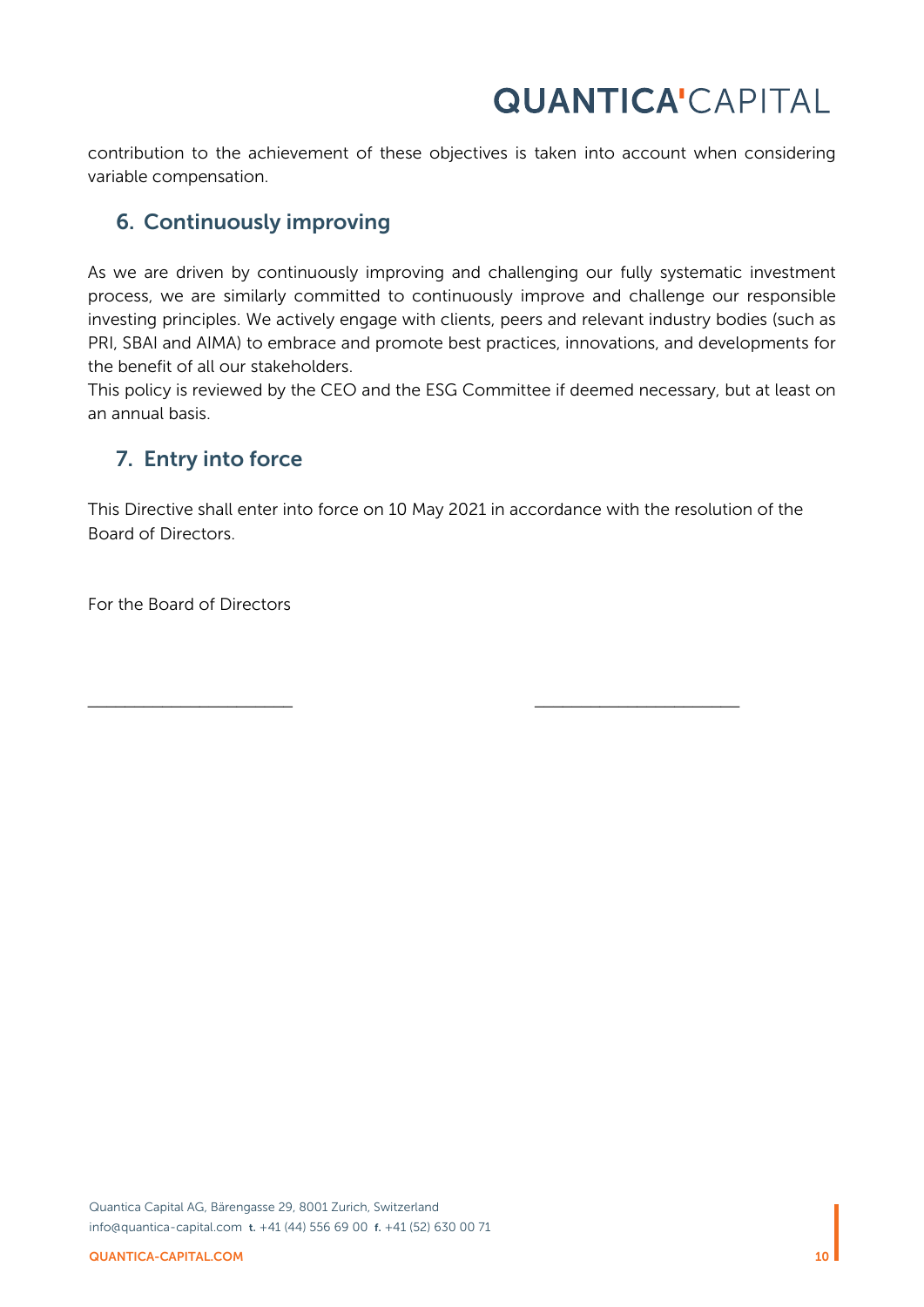contribution to the achievement of these objectives is taken into account when considering variable compensation.

## 6. Continuously improving

As we are driven by continuously improving and challenging our fully systematic investment process, we are similarly committed to continuously improve and challenge our responsible investing principles. We actively engage with clients, peers and relevant industry bodies (such as PRI, SBAI and AIMA) to embrace and promote best practices, innovations, and developments for the benefit of all our stakeholders.
This policy is reviewed by the CEO and the ESG Committee if deemed necessary, but at least on an annual basis.

## 7. Entry into force

This Directive shall enter into force on 10 May 2021 in accordance with the resolution of the Board of Directors.

For the Board of Directors

_______________________ _______________________